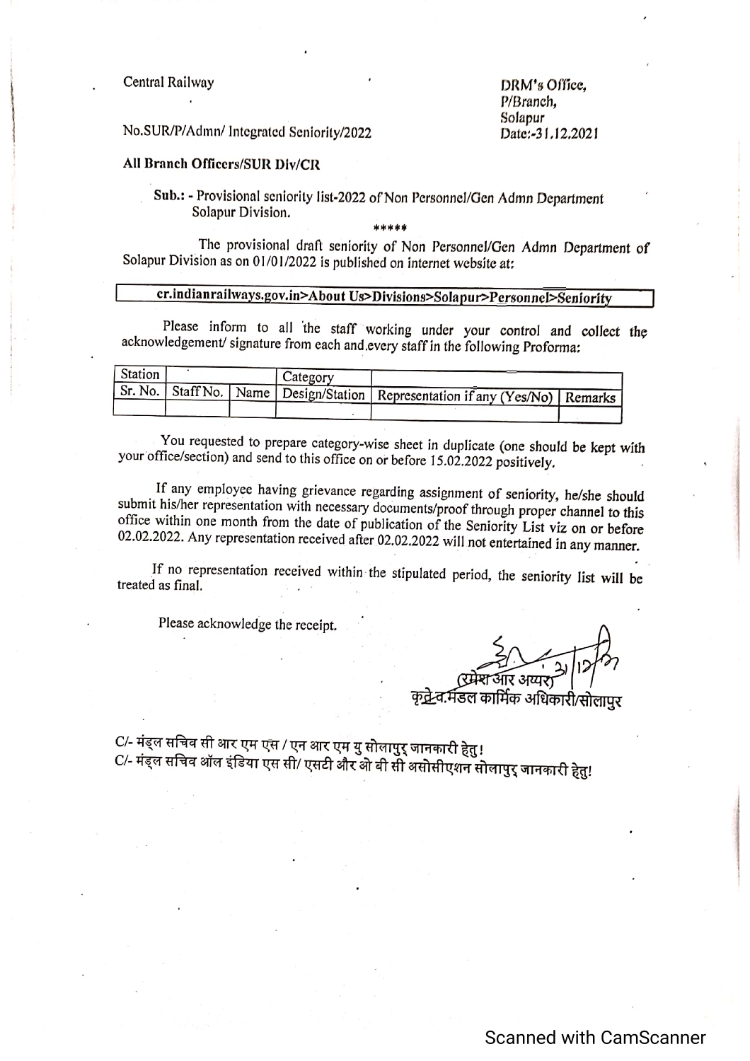Central Railway

DRM's Office,
P/Branch,
Solapur
Date:-31.12.2021

No.SUR/P/Admn/ Integrated Seniority/2022

**All Branch Officers/SUR Div/CR**

**Sub.:** - Provisional seniority list-2022 of Non Personnel/Gen Admn Department Solapur Division.

\*\*\*\*\*

The provisional draft seniority of Non Personnel/Gen Admn Department of Solapur Division as on 01/01/2022 is published on internet website at:

**cr.indianrailways.gov.in>About Us>Divisions>Solapur>Personnel>Seniority**

Please inform to all the staff working under your control and collect the acknowledgement/ signature from each and every staff in the following Proforma:

| Station | | | Category | | |
|---|---|---|---|---|---|
| Sr. No. | Staff No. | Name | Design/Station | Representation if any (Yes/No) | Remarks |
| | | | | | |

You requested to prepare category-wise sheet in duplicate (one should be kept with your office/section) and send to this office on or before 15.02.2022 positively.

If any employee having grievance regarding assignment of seniority, he/she should submit his/her representation with necessary documents/proof through proper channel to this office within one month from the date of publication of the Seniority List viz on or before 02.02.2022. Any representation received after 02.02.2022 will not entertained in any manner.

If no representation received within the stipulated period, the seniority list will be treated as final.

Please acknowledge the receipt.

31/12/21

(रमेश आर अय्यर)
कृते व.मंडल कार्मिक अधिकारी/सोलापुर

C/- मंड्ल सचिव सी आर एम एस / एन आर एम यु सोलापुर जानकारी हेतु!
C/- मंड्ल सचिव ऑल इंडिया एस सी/ एसटी और ओ बी सी असोसीएशन सोलापुर जानकारी हेतु!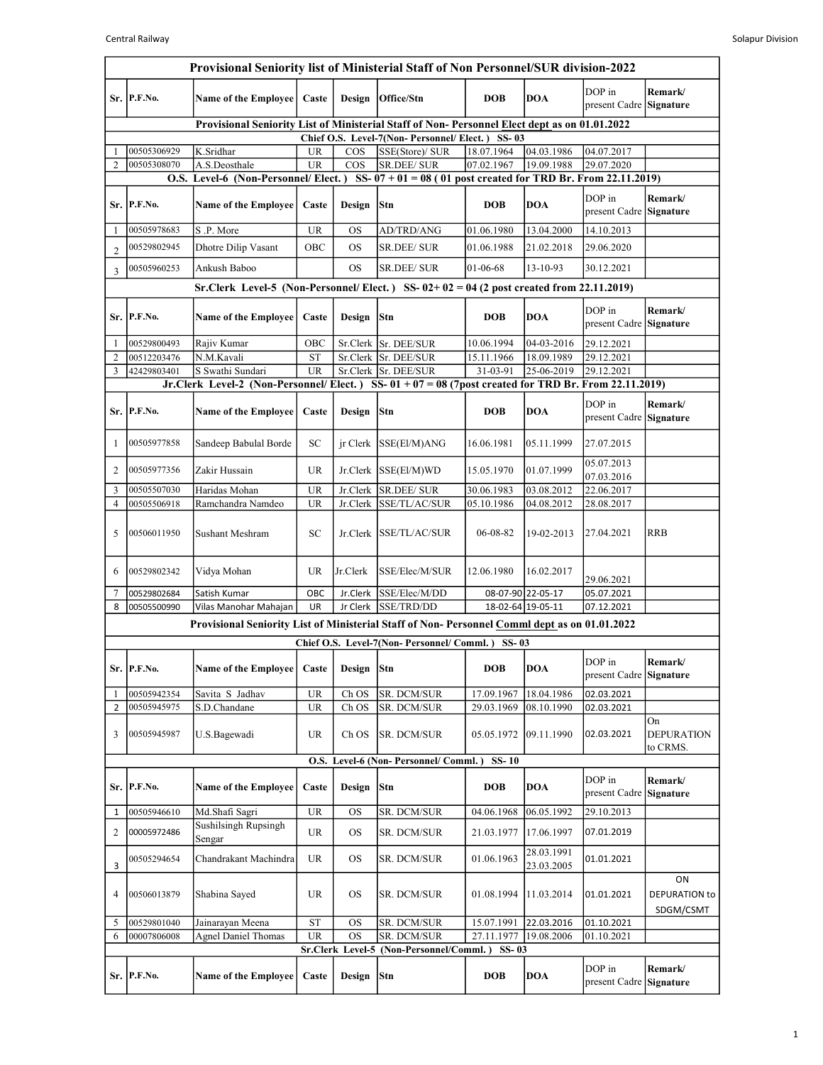# Provisional Seniority list of Ministerial Staff of Non Personnel/SUR division-2022

| Sr. | P.F.No. | Name of the Employee | Caste | Design | Office/Stn | DOB | DOA | DOP in present Cadre | Remark/ Signature |
|---|---|---|---|---|---|---|---|---|---|
| **Provisional Seniority List of Ministerial Staff of Non- Personnel Elect dept as on 01.01.2022** | | | | | | | | | |
| **Chief O.S. Level-7(Non- Personnel/ Elect.) SS- 03** | | | | | | | | | |
| 1 | 00505306929 | K.Sridhar | UR | COS | SSE(Store)/ SUR | 18.07.1964 | 04.03.1986 | 04.07.2017 | |
| 2 | 00505308070 | A.S.Deosthale | UR | COS | SR.DEE/ SUR | 07.02.1967 | 19.09.1988 | 29.07.2020 | |
| **O.S. Level-6 (Non-Personnel/ Elect.) SS- 07 + 01 = 08 ( 01 post created for TRD Br. From 22.11.2019)** | | | | | | | | | |
| **Sr.** | **P.F.No.** | **Name of the Employee** | **Caste** | **Design** | **Stn** | **DOB** | **DOA** | **DOP in present Cadre** | **Remark/ Signature** |
| 1 | 00505978683 | S .P. More | UR | OS | AD/TRD/ANG | 01.06.1980 | 13.04.2000 | 14.10.2013 | |
| 2 | 00529802945 | Dhotre Dilip Vasant | OBC | OS | SR.DEE/ SUR | 01.06.1988 | 21.02.2018 | 29.06.2020 | |
| 3 | 00505960253 | Ankush Baboo | | OS | SR.DEE/ SUR | 01-06-68 | 13-10-93 | 30.12.2021 | |
| **Sr.Clerk Level-5 (Non-Personnel/ Elect.) SS- 02+ 02 = 04 (2 post created from 22.11.2019)** | | | | | | | | | |
| **Sr.** | **P.F.No.** | **Name of the Employee** | **Caste** | **Design** | **Stn** | **DOB** | **DOA** | **DOP in present Cadre** | **Remark/ Signature** |
| 1 | 00529800493 | Rajiv Kumar | OBC | Sr.Clerk | Sr. DEE/SUR | 10.06.1994 | 04-03-2016 | 29.12.2021 | |
| 2 | 00512203476 | N.M.Kavali | ST | Sr.Clerk | Sr. DEE/SUR | 15.11.1966 | 18.09.1989 | 29.12.2021 | |
| 3 | 42429803401 | S Swathi Sundari | UR | Sr.Clerk | Sr. DEE/SUR | 31-03-91 | 25-06-2019 | 29.12.2021 | |
| **Jr.Clerk Level-2 (Non-Personnel/ Elect.) SS- 01 + 07 = 08 (7post created for TRD Br. From 22.11.2019)** | | | | | | | | | |
| **Sr.** | **P.F.No.** | **Name of the Employee** | **Caste** | **Design** | **Stn** | **DOB** | **DOA** | **DOP in present Cadre** | **Remark/ Signature** |
| 1 | 00505977858 | Sandeep Babulal Borde | SC | jr Clerk | SSE(El/M)ANG | 16.06.1981 | 05.11.1999 | 27.07.2015 | |
| 2 | 00505977356 | Zakir Hussain | UR | Jr.Clerk | SSE(El/M)WD | 15.05.1970 | 01.07.1999 | 05.07.2013 07.03.2016 | |
| 3 | 00505507030 | Haridas Mohan | UR | Jr.Clerk | SR.DEE/ SUR | 30.06.1983 | 03.08.2012 | 22.06.2017 | |
| 4 | 00505506918 | Ramchandra Namdeo | UR | Jr.Clerk | SSE/TL/AC/SUR | 05.10.1986 | 04.08.2012 | 28.08.2017 | |
| 5 | 00506011950 | Sushant Meshram | SC | Jr.Clerk | SSE/TL/AC/SUR | 06-08-82 | 19-02-2013 | 27.04.2021 | RRB |
| 6 | 00529802342 | Vidya Mohan | UR | Jr.Clerk | SSE/Elec/M/SUR | 12.06.1980 | 16.02.2017 | 29.06.2021 | |
| 7 | 00529802684 | Satish Kumar | OBC | Jr.Clerk | SSE/Elec/M/DD | 08-07-90 | 22-05-17 | 05.07.2021 | |
| 8 | 00505500990 | Vilas Manohar Mahajan | UR | Jr Clerk | SSE/TRD/DD | 18-02-64 | 19-05-11 | 07.12.2021 | |
| **Provisional Seniority List of Ministerial Staff of Non- Personnel Comml dept as on 01.01.2022** | | | | | | | | | |
| **Chief O.S. Level-7(Non- Personnel/ Comml.) SS- 03** | | | | | | | | | |
| **Sr.** | **P.F.No.** | **Name of the Employee** | **Caste** | **Design** | **Stn** | **DOB** | **DOA** | **DOP in present Cadre** | **Remark/ Signature** |
| 1 | 00505942354 | Savita S Jadhav | UR | Ch OS | SR. DCM/SUR | 17.09.1967 | 18.04.1986 | 02.03.2021 | |
| 2 | 00505945975 | S.D.Chandane | UR | Ch OS | SR. DCM/SUR | 29.03.1969 | 08.10.1990 | 02.03.2021 | |
| 3 | 00505945987 | U.S.Bagewadi | UR | Ch OS | SR. DCM/SUR | 05.05.1972 | 09.11.1990 | 02.03.2021 | On DEPURATION to CRMS. |
| **O.S. Level-6 (Non- Personnel/ Comml.) SS- 10** | | | | | | | | | |
| **Sr.** | **P.F.No.** | **Name of the Employee** | **Caste** | **Design** | **Stn** | **DOB** | **DOA** | **DOP in present Cadre** | **Remark/ Signature** |
| 1 | 00505946610 | Md.Shafi Sagri | UR | OS | SR. DCM/SUR | 04.06.1968 | 06.05.1992 | 29.10.2013 | |
| 2 | 00005972486 | Sushilsingh Rupsingh Sengar | UR | OS | SR. DCM/SUR | 21.03.1977 | 17.06.1997 | 07.01.2019 | |
| 3 | 00505294654 | Chandrakant Machindra | UR | OS | SR. DCM/SUR | 01.06.1963 | 28.03.1991 23.03.2005 | 01.01.2021 | |
| 4 | 00506013879 | Shabina Sayed | UR | OS | SR. DCM/SUR | 01.08.1994 | 11.03.2014 | 01.01.2021 | ON DEPURATION to SDGM/CSMT |
| 5 | 00529801040 | Jainarayan Meena | ST | OS | SR. DCM/SUR | 15.07.1991 | 22.03.2016 | 01.10.2021 | |
| 6 | 00007806008 | Agnel Daniel Thomas | UR | OS | SR. DCM/SUR | 27.11.1977 | 19.08.2006 | 01.10.2021 | |
| **Sr.Clerk Level-5 (Non-Personnel/Comml.) SS- 03** | | | | | | | | | |
| **Sr.** | **P.F.No.** | **Name of the Employee** | **Caste** | **Design** | **Stn** | **DOB** | **DOA** | **DOP in present Cadre** | **Remark/ Signature** |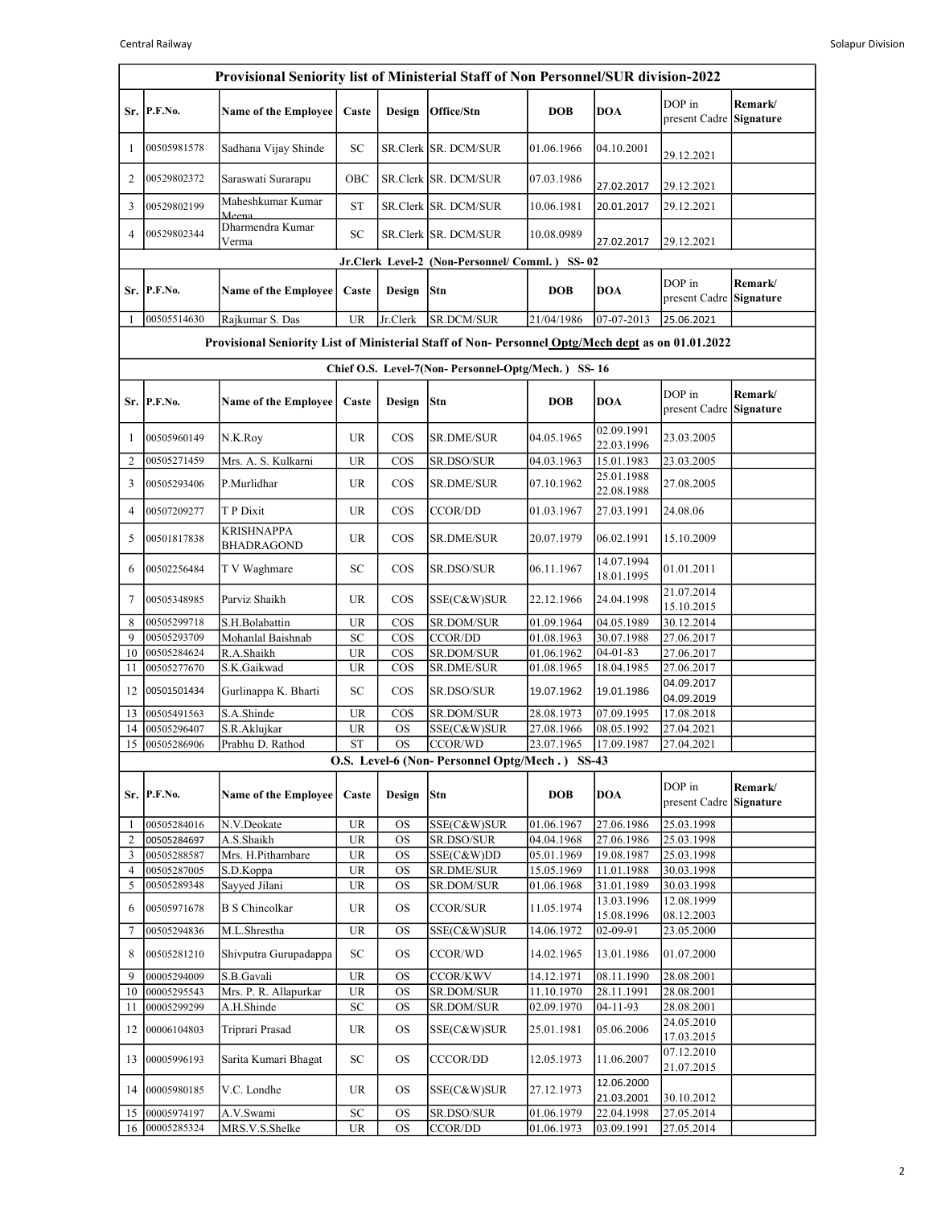## Provisional Seniority list of Ministerial Staff of Non Personnel/SUR division-2022

| Sr. | P.F.No. | Name of the Employee | Caste | Design | Office/Stn | DOB | DOA | DOP in present Cadre | Remark/ Signature |
|---|---|---|---|---|---|---|---|---|---|
| 1 | 00505981578 | Sadhana Vijay Shinde | SC | SR.Clerk | SR. DCM/SUR | 01.06.1966 | 04.10.2001 | 29.12.2021 | |
| 2 | 00529802372 | Saraswati Surarapu | OBC | SR.Clerk | SR. DCM/SUR | 07.03.1986 | 27.02.2017 | 29.12.2021 | |
| 3 | 00529802199 | Maheshkumar Kumar Meena | ST | SR.Clerk | SR. DCM/SUR | 10.06.1981 | 20.01.2017 | 29.12.2021 | |
| 4 | 00529802344 | Dharmendra Kumar Verma | SC | SR.Clerk | SR. DCM/SUR | 10.08.0989 | 27.02.2017 | 29.12.2021 | |

### Jr.Clerk Level-2 (Non-Personnel/ Comml. ) SS- 02

| Sr. | P.F.No. | Name of the Employee | Caste | Design | Stn | DOB | DOA | DOP in present Cadre | Remark/ Signature |
|---|---|---|---|---|---|---|---|---|---|
| 1 | 00505514630 | Rajkumar S. Das | UR | Jr.Clerk | SR.DCM/SUR | 21/04/1986 | 07-07-2013 | 25.06.2021 | |

## Provisional Seniority List of Ministerial Staff of Non- Personnel Optg/Mech dept as on 01.01.2022

### Chief O.S. Level-7(Non- Personnel-Optg/Mech. ) SS- 16

| Sr. | P.F.No. | Name of the Employee | Caste | Design | Stn | DOB | DOA | DOP in present Cadre | Remark/ Signature |
|---|---|---|---|---|---|---|---|---|---|
| 1 | 00505960149 | N.K.Roy | UR | COS | SR.DME/SUR | 04.05.1965 | 02.09.1991 22.03.1996 | 23.03.2005 | |
| 2 | 00505271459 | Mrs. A. S. Kulkarni | UR | COS | SR.DSO/SUR | 04.03.1963 | 15.01.1983 | 23.03.2005 | |
| 3 | 00505293406 | P.Murlidhar | UR | COS | SR.DME/SUR | 07.10.1962 | 25.01.1988 22.08.1988 | 27.08.2005 | |
| 4 | 00507209277 | T P Dixit | UR | COS | CCOR/DD | 01.03.1967 | 27.03.1991 | 24.08.06 | |
| 5 | 00501817838 | KRISHNAPPA BHADRAGOND | UR | COS | SR.DME/SUR | 20.07.1979 | 06.02.1991 | 15.10.2009 | |
| 6 | 00502256484 | T V Waghmare | SC | COS | SR.DSO/SUR | 06.11.1967 | 14.07.1994 18.01.1995 | 01.01.2011 | |
| 7 | 00505348985 | Parviz Shaikh | UR | COS | SSE(C&W)SUR | 22.12.1966 | 24.04.1998 | 21.07.2014 15.10.2015 | |
| 8 | 00505299718 | S.H.Bolabattin | UR | COS | SR.DOM/SUR | 01.09.1964 | 04.05.1989 | 30.12.2014 | |
| 9 | 00505293709 | Mohanlal Baishnab | SC | COS | CCOR/DD | 01.08.1963 | 30.07.1988 | 27.06.2017 | |
| 10 | 00505284624 | R.A.Shaikh | UR | COS | SR.DOM/SUR | 01.06.1962 | 04-01-83 | 27.06.2017 | |
| 11 | 00505277670 | S.K.Gaikwad | UR | COS | SR.DME/SUR | 01.08.1965 | 18.04.1985 | 27.06.2017 | |
| 12 | 00501501434 | Gurlinappa K. Bharti | SC | COS | SR.DSO/SUR | 19.07.1962 | 19.01.1986 | 04.09.2017 04.09.2019 | |
| 13 | 00505491563 | S.A.Shinde | UR | COS | SR.DOM/SUR | 28.08.1973 | 07.09.1995 | 17.08.2018 | |
| 14 | 00505296407 | S.R.Aklujkar | UR | OS | SSE(C&W)SUR | 27.08.1966 | 08.05.1992 | 27.04.2021 | |
| 15 | 00505286906 | Prabhu D. Rathod | ST | OS | CCOR/WD | 23.07.1965 | 17.09.1987 | 27.04.2021 | |

### O.S. Level-6 (Non- Personnel Optg/Mech . ) SS-43

| Sr. | P.F.No. | Name of the Employee | Caste | Design | Stn | DOB | DOA | DOP in present Cadre | Remark/ Signature |
|---|---|---|---|---|---|---|---|---|---|
| 1 | 00505284016 | N.V.Deokate | UR | OS | SSE(C&W)SUR | 01.06.1967 | 27.06.1986 | 25.03.1998 | |
| 2 | 00505284697 | A.S.Shaikh | UR | OS | SR.DSO/SUR | 04.04.1968 | 27.06.1986 | 25.03.1998 | |
| 3 | 00505288587 | Mrs. H.Pithambare | UR | OS | SSE(C&W)DD | 05.01.1969 | 19.08.1987 | 25.03.1998 | |
| 4 | 00505287005 | S.D.Koppa | UR | OS | SR.DME/SUR | 15.05.1969 | 11.01.1988 | 30.03.1998 | |
| 5 | 00505289348 | Sayyed Jilani | UR | OS | SR.DOM/SUR | 01.06.1968 | 31.01.1989 | 30.03.1998 | |
| 6 | 00505971678 | B S Chincolkar | UR | OS | CCOR/SUR | 11.05.1974 | 13.03.1996 15.08.1996 | 12.08.1999 08.12.2003 | |
| 7 | 00505294836 | M.L.Shrestha | UR | OS | SSE(C&W)SUR | 14.06.1972 | 02-09-91 | 23.05.2000 | |
| 8 | 00505281210 | Shivputra Gurupadappa | SC | OS | CCOR/WD | 14.02.1965 | 13.01.1986 | 01.07.2000 | |
| 9 | 00005294009 | S.B.Gavali | UR | OS | CCOR/KWV | 14.12.1971 | 08.11.1990 | 28.08.2001 | |
| 10 | 00005295543 | Mrs. P. R. Allapurkar | UR | OS | SR.DOM/SUR | 11.10.1970 | 28.11.1991 | 28.08.2001 | |
| 11 | 00005299299 | A.H.Shinde | SC | OS | SR.DOM/SUR | 02.09.1970 | 04-11-93 | 28.08.2001 | |
| 12 | 00006104803 | Triprari Prasad | UR | OS | SSE(C&W)SUR | 25.01.1981 | 05.06.2006 | 24.05.2010 17.03.2015 | |
| 13 | 00005996193 | Sarita Kumari Bhagat | SC | OS | CCCOR/DD | 12.05.1973 | 11.06.2007 | 07.12.2010 21.07.2015 | |
| 14 | 00005980185 | V.C. Londhe | UR | OS | SSE(C&W)SUR | 27.12.1973 | 12.06.2000 21.03.2001 | 30.10.2012 | |
| 15 | 00005974197 | A.V.Swami | SC | OS | SR.DSO/SUR | 01.06.1979 | 22.04.1998 | 27.05.2014 | |
| 16 | 00005285324 | MRS.V.S.Shelke | UR | OS | CCOR/DD | 01.06.1973 | 03.09.1991 | 27.05.2014 | |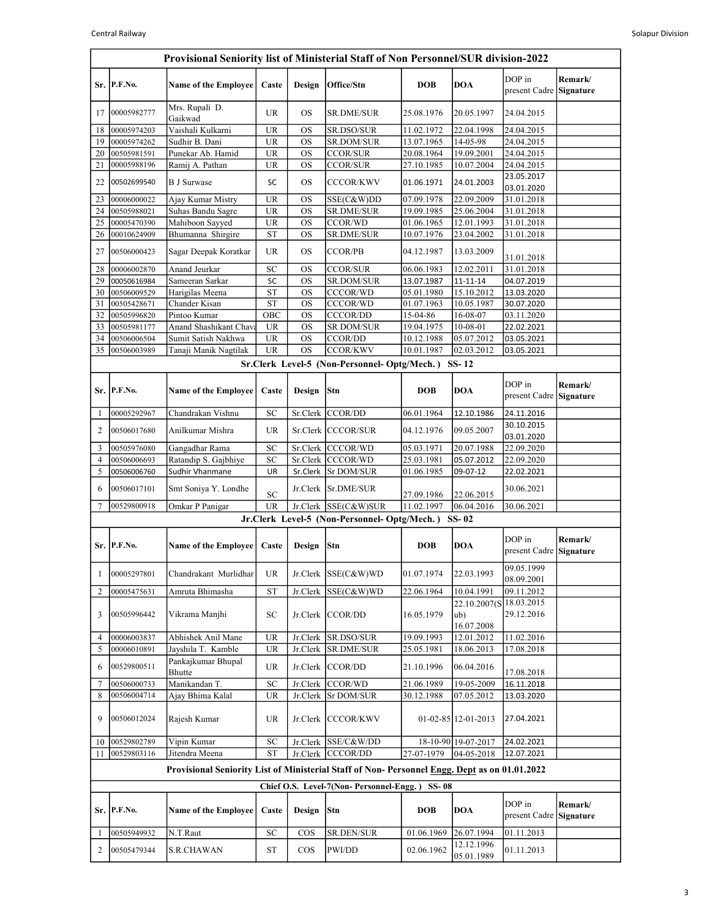| Provisional Seniority list of Ministerial Staff of Non Personnel/SUR division-2022 | | | | | | | | | |
|---|---|---|---|---|---|---|---|---|---|
| Sr. | P.F.No. | Name of the Employee | Caste | Design | Office/Stn | DOB | DOA | DOP in present Cadre | Remark/ Signature |
| 17 | 00005982777 | Mrs. Rupali D. Gaikwad | UR | OS | SR.DME/SUR | 25.08.1976 | 20.05.1997 | 24.04.2015 | |
| 18 | 00005974203 | Vaishali Kulkarni | UR | OS | SR.DSO/SUR | 11.02.1972 | 22.04.1998 | 24.04.2015 | |
| 19 | 00005974262 | Sudhir B. Dani | UR | OS | SR.DOM/SUR | 13.07.1965 | 14-05-98 | 24.04.2015 | |
| 20 | 00505981591 | Punekar Ab. Hamid | UR | OS | CCOR/SUR | 20.08.1964 | 19.09.2001 | 24.04.2015 | |
| 21 | 00005988196 | Ramij A. Pathan | UR | OS | CCOR/SUR | 27.10.1985 | 10.07.2004 | 24.04.2015 | |
| 22 | 00502699540 | B J Surwase | SC | OS | CCCOR/KWV | 01.06.1971 | 24.01.2003 | 23.05.2017 03.01.2020 | |
| 23 | 00006000022 | Ajay Kumar Mistry | UR | OS | SSE(C&W)DD | 07.09.1978 | 22.09.2009 | 31.01.2018 | |
| 24 | 00505988021 | Suhas Bandu Sagre | UR | OS | SR.DME/SUR | 19.09.1985 | 25.06.2004 | 31.01.2018 | |
| 25 | 00005470390 | Mahiboon Sayyed | UR | OS | CCOR/WD | 01.06.1965 | 12.01.1993 | 31.01.2018 | |
| 26 | 00010624909 | Bhumanna Shirgire | ST | OS | SR.DME/SUR | 10.07.1976 | 23.04.2002 | 31.01.2018 | |
| 27 | 00506000423 | Sagar Deepak Koratkar | UR | OS | CCOR/PB | 04.12.1987 | 13.03.2009 | 31.01.2018 | |
| 28 | 00006002870 | Anand Jeurkar | SC | OS | CCOR/SUR | 06.06.1983 | 12.02.2011 | 31.01.2018 | |
| 29 | 00050616984 | Sameeran Sarkar | SC | OS | SR.DOM/SUR | 13.07.1987 | 11-11-14 | 04.07.2019 | |
| 30 | 00506009529 | Harigilas Meena | ST | OS | CCCOR/WD | 05.01.1980 | 15.10.2012 | 13.03.2020 | |
| 31 | 00505428671 | Chander Kisan | ST | OS | CCCOR/WD | 01.07.1963 | 10.05.1987 | 30.07.2020 | |
| 32 | 00505996820 | Pintoo Kumar | OBC | OS | CCCOR/DD | 15-04-86 | 16-08-07 | 03.11.2020 | |
| 33 | 00505981177 | Anand Shashikant Chava | UR | OS | SR DOM/SUR | 19.04.1975 | 10-08-01 | 22.02.2021 | |
| 34 | 00506006504 | Sumit Satish Nakhwa | UR | OS | CCOR/DD | 10.12.1988 | 05.07.2012 | 03.05.2021 | |
| 35 | 00506003989 | Tanaji Manik Nagtilak | UR | OS | CCOR/KWV | 10.01.1987 | 02.03.2012 | 03.05.2021 | |

| Sr.Clerk Level-5 (Non-Personnel- Optg/Mech.) SS- 12 | | | | | | | | | |
|---|---|---|---|---|---|---|---|---|---|
| Sr. | P.F.No. | Name of the Employee | Caste | Design | Stn | DOB | DOA | DOP in present Cadre | Remark/ Signature |
| 1 | 00005292967 | Chandrakan Vishnu | SC | Sr.Clerk | CCOR/DD | 06.01.1964 | 12.10.1986 | 24.11.2016 | |
| 2 | 00506017680 | Anilkumar Mishra | UR | Sr.Clerk | CCCOR/SUR | 04.12.1976 | 09.05.2007 | 30.10.2015 03.01.2020 | |
| 3 | 00505976080 | Gangadhar Rama | SC | Sr.Clerk | CCCOR/WD | 05.03.1971 | 20.07.1988 | 22.09.2020 | |
| 4 | 00506006693 | Ratandip S. Gajbhiye | SC | Sr.Clerk | CCCOR/WD | 25.03.1981 | 05.07.2012 | 22.09.2020 | |
| 5 | 00506006760 | Sudhir Vhanmane | UR | Sr.Clerk | Sr DOM/SUR | 01.06.1985 | 09-07-12 | 22.02.2021 | |
| 6 | 00506017101 | Smt Soniya Y. Londhe | SC | Jr.Clerk | Sr.DME/SUR | 27.09.1986 | 22.06.2015 | 30.06.2021 | |
| 7 | 00529800918 | Omkar P Panigar | UR | Jr.Clerk | SSE(C&W)SUR | 11.02.1997 | 06.04.2016 | 30.06.2021 | |

| Jr.Clerk Level-5 (Non-Personnel- Optg/Mech.) SS- 02 | | | | | | | | | |
|---|---|---|---|---|---|---|---|---|---|
| Sr. | P.F.No. | Name of the Employee | Caste | Design | Stn | DOB | DOA | DOP in present Cadre | Remark/ Signature |
| 1 | 00005297801 | Chandrakant Murlidhar | UR | Jr.Clerk | SSE(C&W)WD | 01.07.1974 | 22.03.1993 | 09.05.1999 08.09.2001 | |
| 2 | 00005475631 | Amruta Bhimasha | ST | Jr.Clerk | SSE(C&W)WD | 22.06.1964 | 10.04.1991 | 09.11.2012 | |
| 3 | 00505996442 | Vikrama Manjhi | SC | Jr.Clerk | CCOR/DD | 16.05.1979 | 22.10.2007(Sub) 16.07.2008 | 18.03.2015 29.12.2016 | |
| 4 | 00006003837 | Abhishek Anil Mane | UR | Jr.Clerk | SR.DSO/SUR | 19.09.1993 | 12.01.2012 | 11.02.2016 | |
| 5 | 00006010891 | Jayshila T. Kamble | UR | Jr.Clerk | SR.DME/SUR | 25.05.1981 | 18.06.2013 | 17.08.2018 | |
| 6 | 00529800511 | Pankajkumar Bhupal Bhutte | UR | Jr.Clerk | CCOR/DD | 21.10.1996 | 06.04.2016 | 17.08.2018 | |
| 7 | 00506000733 | Manikandan T. | SC | Jr.Clerk | CCOR/WD | 21.06.1989 | 19-05-2009 | 16.11.2018 | |
| 8 | 00506004714 | Ajay Bhima Kalal | UR | Jr.Clerk | Sr DOM/SUR | 30.12.1988 | 07.05.2012 | 13.03.2020 | |
| 9 | 00506012024 | Rajesh Kumar | UR | Jr.Clerk | CCCOR/KWV | 01-02-85 | 12-01-2013 | 27.04.2021 | |
| 10 | 00529802789 | Vipin Kumar | SC | Jr.Clerk | SSE/C&W/DD | 18-10-90 | 19-07-2017 | 24.02.2021 | |
| 11 | 00529803116 | Jitendra Meena | ST | Jr.Clerk | CCCOR/DD | 27-07-1979 | 04-05-2018 | 12.07.2021 | |

| Provisional Seniority List of Ministerial Staff of Non- Personnel Engg. Dept as on 01.01.2022 | | | | | | | | | |
|---|---|---|---|---|---|---|---|---|---|
| Chief O.S. Level-7(Non- Personnel-Engg.) SS- 08 | | | | | | | | | |
| Sr. | P.F.No. | Name of the Employee | Caste | Design | Stn | DOB | DOA | DOP in present Cadre | Remark/ Signature |
| 1 | 00505949932 | N.T.Raut | SC | COS | SR.DEN/SUR | 01.06.1969 | 26.07.1994 | 01.11.2013 | |
| 2 | 00505479344 | S.R.CHAWAN | ST | COS | PWI/DD | 02.06.1962 | 12.12.1996 05.01.1989 | 01.11.2013 | |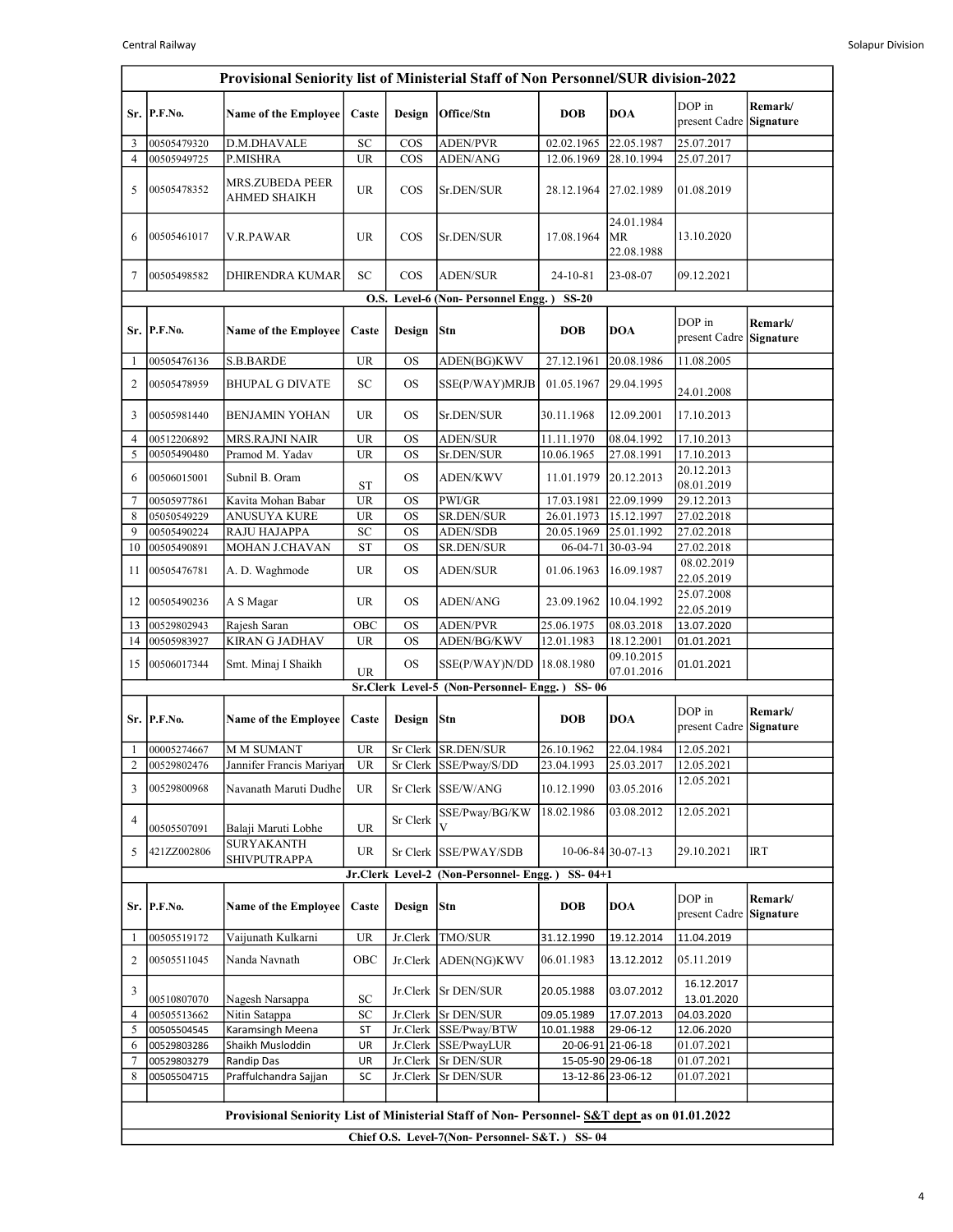## Provisional Seniority list of Ministerial Staff of Non Personnel/SUR division-2022

| Sr. | P.F.No. | Name of the Employee | Caste | Design | Office/Stn | DOB | DOA | DOP in present Cadre | Remark/ Signature |
|---|---|---|---|---|---|---|---|---|---|
| 3 | 00505479320 | D.M.DHAVALE | SC | COS | ADEN/PVR | 02.02.1965 | 22.05.1987 | 25.07.2017 | |
| 4 | 00505949725 | P.MISHRA | UR | COS | ADEN/ANG | 12.06.1969 | 28.10.1994 | 25.07.2017 | |
| 5 | 00505478352 | MRS.ZUBEDA PEER AHMED SHAIKH | UR | COS | Sr.DEN/SUR | 28.12.1964 | 27.02.1989 | 01.08.2019 | |
| 6 | 00505461017 | V.R.PAWAR | UR | COS | Sr.DEN/SUR | 17.08.1964 | 24.01.1984 MR 22.08.1988 | 13.10.2020 | |
| 7 | 00505498582 | DHIRENDRA KUMAR | SC | COS | ADEN/SUR | 24-10-81 | 23-08-07 | 09.12.2021 | |

### O.S. Level-6 (Non- Personnel Engg. ) SS-20

| Sr. | P.F.No. | Name of the Employee | Caste | Design | Stn | DOB | DOA | DOP in present Cadre | Remark/ Signature |
|---|---|---|---|---|---|---|---|---|---|
| 1 | 00505476136 | S.B.BARDE | UR | OS | ADEN(BG)KWV | 27.12.1961 | 20.08.1986 | 11.08.2005 | |
| 2 | 00505478959 | BHUPAL G DIVATE | SC | OS | SSE(P/WAY)MRJB | 01.05.1967 | 29.04.1995 | 24.01.2008 | |
| 3 | 00505981440 | BENJAMIN YOHAN | UR | OS | Sr.DEN/SUR | 30.11.1968 | 12.09.2001 | 17.10.2013 | |
| 4 | 00512206892 | MRS.RAJNI NAIR | UR | OS | ADEN/SUR | 11.11.1970 | 08.04.1992 | 17.10.2013 | |
| 5 | 00505490480 | Pramod M. Yadav | UR | OS | Sr.DEN/SUR | 10.06.1965 | 27.08.1991 | 17.10.2013 | |
| 6 | 00506015001 | Subnil B. Oram | ST | OS | ADEN/KWV | 11.01.1979 | 20.12.2013 | 20.12.2013 08.01.2019 | |
| 7 | 00505977861 | Kavita Mohan Babar | UR | OS | PWI/GR | 17.03.1981 | 22.09.1999 | 29.12.2013 | |
| 8 | 05050549229 | ANUSUYA KURE | UR | OS | SR.DEN/SUR | 26.01.1973 | 15.12.1997 | 27.02.2018 | |
| 9 | 00505490224 | RAJU HAJAPPA | SC | OS | ADEN/SDB | 20.05.1969 | 25.01.1992 | 27.02.2018 | |
| 10 | 00505490891 | MOHAN J.CHAVAN | ST | OS | SR.DEN/SUR | 06-04-71 | 30-03-94 | 27.02.2018 | |
| 11 | 00505476781 | A. D. Waghmode | UR | OS | ADEN/SUR | 01.06.1963 | 16.09.1987 | 08.02.2019 22.05.2019 | |
| 12 | 00505490236 | A S Magar | UR | OS | ADEN/ANG | 23.09.1962 | 10.04.1992 | 25.07.2008 22.05.2019 | |
| 13 | 00529802943 | Rajesh Saran | OBC | OS | ADEN/PVR | 25.06.1975 | 08.03.2018 | 13.07.2020 | |
| 14 | 00505983927 | KIRAN G JADHAV | UR | OS | ADEN/BG/KWV | 12.01.1983 | 18.12.2001 | 01.01.2021 | |
| 15 | 00506017344 | Smt. Minaj I Shaikh | UR | OS | SSE(P/WAY)N/DD | 18.08.1980 | 09.10.2015 07.01.2016 | 01.01.2021 | |

### Sr.Clerk Level-5 (Non-Personnel- Engg. ) SS- 06

| Sr. | P.F.No. | Name of the Employee | Caste | Design | Stn | DOB | DOA | DOP in present Cadre | Remark/ Signature |
|---|---|---|---|---|---|---|---|---|---|
| 1 | 00005274667 | M M SUMANT | UR | Sr Clerk | SR.DEN/SUR | 26.10.1962 | 22.04.1984 | 12.05.2021 | |
| 2 | 00529802476 | Jannifer Francis Mariyan | UR | Sr Clerk | SSE/Pway/S/DD | 23.04.1993 | 25.03.2017 | 12.05.2021 | |
| 3 | 00529800968 | Navanath Maruti Dudhe | UR | Sr Clerk | SSE/W/ANG | 10.12.1990 | 03.05.2016 | 12.05.2021 | |
| 4 | 00505507091 | Balaji Maruti Lobhe | UR | Sr Clerk | SSE/Pway/BG/KWV | 18.02.1986 | 03.08.2012 | 12.05.2021 | |
| 5 | 421ZZ002806 | SURYAKANTH SHIVPUTRAPPA | UR | Sr Clerk | SSE/PWAY/SDB | 10-06-84 | 30-07-13 | 29.10.2021 | IRT |

### Jr.Clerk Level-2 (Non-Personnel- Engg. ) SS- 04+1

| Sr. | P.F.No. | Name of the Employee | Caste | Design | Stn | DOB | DOA | DOP in present Cadre | Remark/ Signature |
|---|---|---|---|---|---|---|---|---|---|
| 1 | 00505519172 | Vaijunath Kulkarni | UR | Jr.Clerk | TMO/SUR | 31.12.1990 | 19.12.2014 | 11.04.2019 | |
| 2 | 00505511045 | Nanda Navnath | OBC | Jr.Clerk | ADEN(NG)KWV | 06.01.1983 | 13.12.2012 | 05.11.2019 | |
| 3 | 00510807070 | Nagesh Narsappa | SC | Jr.Clerk | Sr DEN/SUR | 20.05.1988 | 03.07.2012 | 16.12.2017 13.01.2020 | |
| 4 | 00505513662 | Nitin Satappa | SC | Jr.Clerk | Sr DEN/SUR | 09.05.1989 | 17.07.2013 | 04.03.2020 | |
| 5 | 00505504545 | Karamsingh Meena | ST | Jr.Clerk | SSE/Pway/BTW | 10.01.1988 | 29-06-12 | 12.06.2020 | |
| 6 | 00529803286 | Shaikh Musloddin | UR | Jr.Clerk | SSE/PwayLUR | 20-06-91 | 21-06-18 | 01.07.2021 | |
| 7 | 00529803279 | Randip Das | UR | Jr.Clerk | Sr DEN/SUR | 15-05-90 | 29-06-18 | 01.07.2021 | |
| 8 | 00505504715 | Praffulchandra Sajjan | SC | Jr.Clerk | Sr DEN/SUR | 13-12-86 | 23-06-12 | 01.07.2021 | |

## Provisional Seniority List of Ministerial Staff of Non- Personnel- S&T dept as on 01.01.2022

### Chief O.S. Level-7(Non- Personnel- S&T. ) SS- 04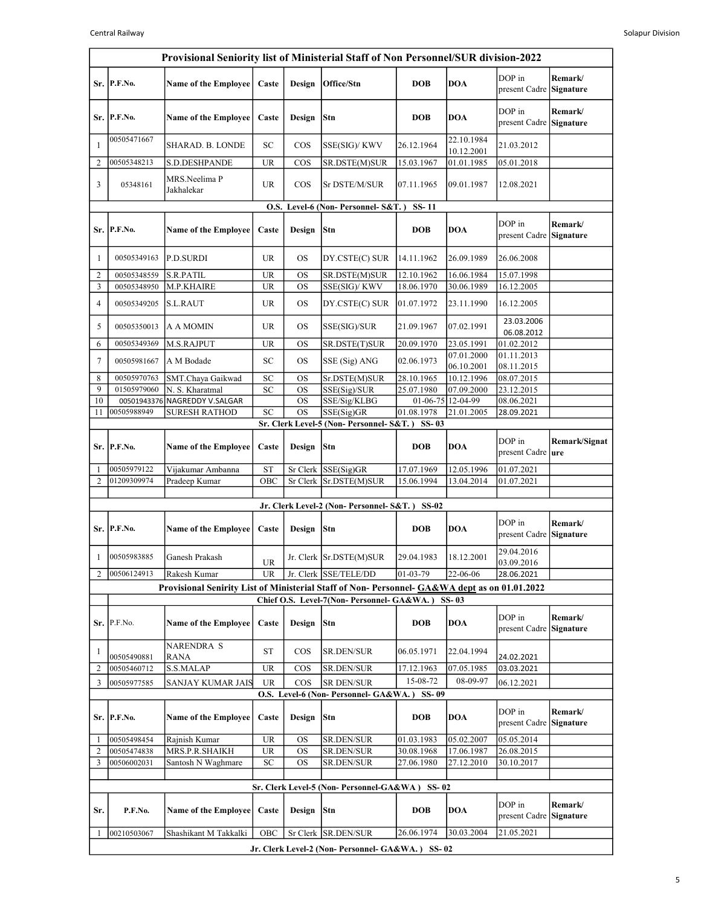## Provisional Seniority list of Ministerial Staff of Non Personnel/SUR division-2022

| Sr. | P.F.No. | Name of the Employee | Caste | Design | Office/Stn | DOB | DOA | DOP in present Cadre | Remark/ Signature |
|---|---|---|---|---|---|---|---|---|---|
| Sr. | P.F.No. | Name of the Employee | Caste | Design | Stn | DOB | DOA | DOP in present Cadre | Remark/ Signature |
| 1 | 00505471667 | SHARAD. B. LONDE | SC | COS | SSE(SIG)/ KWV | 26.12.1964 | 22.10.1984 10.12.2001 | 21.03.2012 | |
| 2 | 00505348213 | S.D.DESHPANDE | UR | COS | SR.DSTE(M)SUR | 15.03.1967 | 01.01.1985 | 05.01.2018 | |
| 3 | 05348161 | MRS.Neelima P Jakhalekar | UR | COS | Sr DSTE/M/SUR | 07.11.1965 | 09.01.1987 | 12.08.2021 | |

### O.S. Level-6 (Non- Personnel- S&T. ) SS- 11

| Sr. | P.F.No. | Name of the Employee | Caste | Design | Stn | DOB | DOA | DOP in present Cadre | Remark/ Signature |
|---|---|---|---|---|---|---|---|---|---|
| 1 | 00505349163 | P.D.SURDI | UR | OS | DY.CSTE(C) SUR | 14.11.1962 | 26.09.1989 | 26.06.2008 | |
| 2 | 00505348559 | S.R.PATIL | UR | OS | SR.DSTE(M)SUR | 12.10.1962 | 16.06.1984 | 15.07.1998 | |
| 3 | 00505348950 | M.P.KHAIRE | UR | OS | SSE(SIG)/ KWV | 18.06.1970 | 30.06.1989 | 16.12.2005 | |
| 4 | 00505349205 | S.L.RAUT | UR | OS | DY.CSTE(C) SUR | 01.07.1972 | 23.11.1990 | 16.12.2005 | |
| 5 | 00505350013 | A A MOMIN | UR | OS | SSE(SIG)/SUR | 21.09.1967 | 07.02.1991 | 23.03.2006 06.08.2012 | |
| 6 | 00505349369 | M.S.RAJPUT | UR | OS | SR.DSTE(T)SUR | 20.09.1970 | 23.05.1991 | 01.02.2012 | |
| 7 | 00505981667 | A M Bodade | SC | OS | SSE (Sig) ANG | 02.06.1973 | 07.01.2000 06.10.2001 | 01.11.2013 08.11.2015 | |
| 8 | 00505970763 | SMT.Chaya Gaikwad | SC | OS | Sr.DSTE(M)SUR | 28.10.1965 | 10.12.1996 | 08.07.2015 | |
| 9 | 01505979060 | N. S. Kharatmal | SC | OS | SSE(Sig)/SUR | 25.07.1980 | 07.09.2000 | 23.12.2015 | |
| 10 | 00501943376 | NAGREDDY V.SALGAR | | OS | SSE/Sig/KLBG | 01-06-75 | 12-04-99 | 08.06.2021 | |
| 11 | 00505988949 | SURESH RATHOD | SC | OS | SSE(Sig)GR | 01.08.1978 | 21.01.2005 | 28.09.2021 | |

### Sr. Clerk Level-5 (Non- Personnel- S&T. ) SS- 03

| Sr. | P.F.No. | Name of the Employee | Caste | Design | Stn | DOB | DOA | DOP in present Cadre | Remark/Signature |
|---|---|---|---|---|---|---|---|---|---|
| 1 | 00505979122 | Vijakumar Ambanna | ST | Sr Clerk | SSE(Sig)GR | 17.07.1969 | 12.05.1996 | 01.07.2021 | |
| 2 | 01209309974 | Pradeep Kumar | OBC | Sr Clerk | Sr.DSTE(M)SUR | 15.06.1994 | 13.04.2014 | 01.07.2021 | |

### Jr. Clerk Level-2 (Non- Personnel- S&T. ) SS-02

| Sr. | P.F.No. | Name of the Employee | Caste | Design | Stn | DOB | DOA | DOP in present Cadre | Remark/ Signature |
|---|---|---|---|---|---|---|---|---|---|
| 1 | 00505983885 | Ganesh Prakash | UR | Jr. Clerk | Sr.DSTE(M)SUR | 29.04.1983 | 18.12.2001 | 29.04.2016 03.09.2016 | |
| 2 | 00506124913 | Rakesh Kumar | UR | Jr. Clerk | SSE/TELE/DD | 01-03-79 | 22-06-06 | 28.06.2021 | |

## Provisional Senirity List of Ministerial Staff of Non- Personnel- GA&WA dept as on 01.01.2022

### Chief O.S. Level-7(Non- Personnel- GA&WA. ) SS- 03

| Sr. | P.F.No. | Name of the Employee | Caste | Design | Stn | DOB | DOA | DOP in present Cadre | Remark/ Signature |
|---|---|---|---|---|---|---|---|---|---|
| 1 | 00505490881 | NARENDRA S RANA | ST | COS | SR.DEN/SUR | 06.05.1971 | 22.04.1994 | 24.02.2021 | |
| 2 | 00505460712 | S.S.MALAP | UR | COS | SR.DEN/SUR | 17.12.1963 | 07.05.1985 | 03.03.2021 | |
| 3 | 00505977585 | SANJAY KUMAR JAIS | UR | COS | SR DEN/SUR | 15-08-72 | 08-09-97 | 06.12.2021 | |

### O.S. Level-6 (Non- Personnel- GA&WA. ) SS- 09

| Sr. | P.F.No. | Name of the Employee | Caste | Design | Stn | DOB | DOA | DOP in present Cadre | Remark/ Signature |
|---|---|---|---|---|---|---|---|---|---|
| 1 | 00505498454 | Rajnish Kumar | UR | OS | SR.DEN/SUR | 01.03.1983 | 05.02.2007 | 05.05.2014 | |
| 2 | 00505474838 | MRS.P.R.SHAIKH | UR | OS | SR.DEN/SUR | 30.08.1968 | 17.06.1987 | 26.08.2015 | |
| 3 | 00506002031 | Santosh N Waghmare | SC | OS | SR.DEN/SUR | 27.06.1980 | 27.12.2010 | 30.10.2017 | |

### Sr. Clerk Level-5 (Non- Personnel-GA&WA ) SS- 02

| Sr. | P.F.No. | Name of the Employee | Caste | Design | Stn | DOB | DOA | DOP in present Cadre | Remark/ Signature |
|---|---|---|---|---|---|---|---|---|---|
| 1 | 00210503067 | Shashikant M Takkalki | OBC | Sr Clerk | SR.DEN/SUR | 26.06.1974 | 30.03.2004 | 21.05.2021 | |

### Jr. Clerk Level-2 (Non- Personnel- GA&WA. ) SS- 02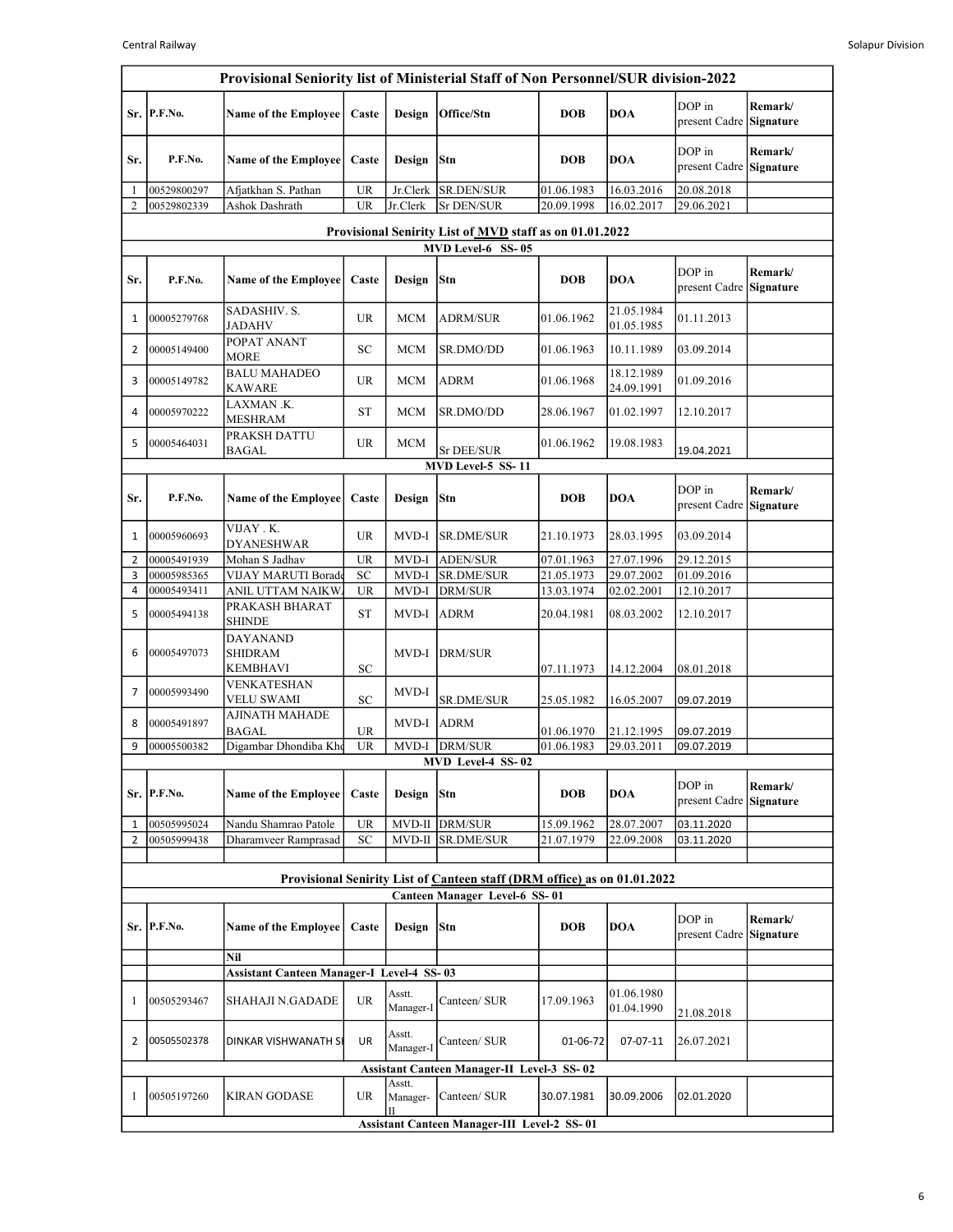## Provisional Seniority list of Ministerial Staff of Non Personnel/SUR division-2022

| Sr. | P.F.No. | Name of the Employee | Caste | Design | Office/Stn | DOB | DOA | DOP in present Cadre | Remark/ Signature |
|---|---|---|---|---|---|---|---|---|---|
| Sr. | P.F.No. | Name of the Employee | Caste | Design | Stn | DOB | DOA | DOP in present Cadre | Remark/ Signature |
| 1 | 00529800297 | Afjatkhan S. Pathan | UR | Jr.Clerk | SR.DEN/SUR | 01.06.1983 | 16.03.2016 | 20.08.2018 | |
| 2 | 00529802339 | Ashok Dashrath | UR | Jr.Clerk | Sr DEN/SUR | 20.09.1998 | 16.02.2017 | 29.06.2021 | |

## Provisional Senirity List of MVD staff as on 01.01.2022

### MVD Level-6 SS- 05

| Sr. | P.F.No. | Name of the Employee | Caste | Design | Stn | DOB | DOA | DOP in present Cadre | Remark/ Signature |
|---|---|---|---|---|---|---|---|---|---|
| 1 | 00005279768 | SADASHIV. S. JADAHV | UR | MCM | ADRM/SUR | 01.06.1962 | 21.05.1984 01.05.1985 | 01.11.2013 | |
| 2 | 00005149400 | POPAT ANANT MORE | SC | MCM | SR.DMO/DD | 01.06.1963 | 10.11.1989 | 03.09.2014 | |
| 3 | 00005149782 | BALU MAHADEO KAWARE | UR | MCM | ADRM | 01.06.1968 | 18.12.1989 24.09.1991 | 01.09.2016 | |
| 4 | 00005970222 | LAXMAN .K. MESHRAM | ST | MCM | SR.DMO/DD | 28.06.1967 | 01.02.1997 | 12.10.2017 | |
| 5 | 00005464031 | PRAKSH DATTU BAGAL | UR | MCM | Sr DEE/SUR | 01.06.1962 | 19.08.1983 | 19.04.2021 | |

### MVD Level-5 SS- 11

| Sr. | P.F.No. | Name of the Employee | Caste | Design | Stn | DOB | DOA | DOP in present Cadre | Remark/ Signature |
|---|---|---|---|---|---|---|---|---|---|
| 1 | 00005960693 | VIJAY . K. DYANESHWAR | UR | MVD-I | SR.DME/SUR | 21.10.1973 | 28.03.1995 | 03.09.2014 | |
| 2 | 00005491939 | Mohan S Jadhav | UR | MVD-I | ADEN/SUR | 07.01.1963 | 27.07.1996 | 29.12.2015 | |
| 3 | 00005985365 | VIJAY MARUTI Borade | SC | MVD-I | SR.DME/SUR | 21.05.1973 | 29.07.2002 | 01.09.2016 | |
| 4 | 00005493411 | ANIL UTTAM NAIKW. | UR | MVD-I | DRM/SUR | 13.03.1974 | 02.02.2001 | 12.10.2017 | |
| 5 | 00005494138 | PRAKASH BHARAT SHINDE | ST | MVD-I | ADRM | 20.04.1981 | 08.03.2002 | 12.10.2017 | |
| 6 | 00005497073 | DAYANAND SHIDRAM KEMBHAVI | SC | MVD-I | DRM/SUR | 07.11.1973 | 14.12.2004 | 08.01.2018 | |
| 7 | 00005993490 | VENKATESHAN VELU SWAMI | SC | MVD-I | SR.DME/SUR | 25.05.1982 | 16.05.2007 | 09.07.2019 | |
| 8 | 00005491897 | AJINATH MAHADE BAGAL | UR | MVD-I | ADRM | 01.06.1970 | 21.12.1995 | 09.07.2019 | |
| 9 | 00005500382 | Digambar Dhondiba Kho | UR | MVD-I | DRM/SUR | 01.06.1983 | 29.03.2011 | 09.07.2019 | |

### MVD Level-4 SS- 02

| Sr. | P.F.No. | Name of the Employee | Caste | Design | Stn | DOB | DOA | DOP in present Cadre | Remark/ Signature |
|---|---|---|---|---|---|---|---|---|---|
| 1 | 00505995024 | Nandu Shamrao Patole | UR | MVD-II | DRM/SUR | 15.09.1962 | 28.07.2007 | 03.11.2020 | |
| 2 | 00505999438 | Dharamveer Ramprasad | SC | MVD-II | SR.DME/SUR | 21.07.1979 | 22.09.2008 | 03.11.2020 | |

## Provisional Senirity List of Canteen staff (DRM office) as on 01.01.2022

### Canteen Manager Level-6 SS- 01

| Sr. | P.F.No. | Name of the Employee | Caste | Design | Stn | DOB | DOA | DOP in present Cadre | Remark/ Signature |
|---|---|---|---|---|---|---|---|---|---|
| | | Nil | | | | | | | |
| | | **Assistant Canteen Manager-I Level-4 SS- 03** | | | | | | | |
| 1 | 00505293467 | SHAHAJI N.GADADE | UR | Asstt. Manager-I | Canteen/ SUR | 17.09.1963 | 01.06.1980 01.04.1990 | 21.08.2018 | |
| 2 | 00505502378 | DINKAR VISHWANATH SI | UR | Asstt. Manager-I | Canteen/ SUR | 01-06-72 | 07-07-11 | 26.07.2021 | |

### Assistant Canteen Manager-II Level-3 SS- 02

| Sr. | P.F.No. | Name of the Employee | Caste | Design | Stn | DOB | DOA | DOP in present Cadre | Remark/ Signature |
|---|---|---|---|---|---|---|---|---|---|
| 1 | 00505197260 | KIRAN GODASE | UR | Asstt. Manager-II | Canteen/ SUR | 30.07.1981 | 30.09.2006 | 02.01.2020 | |

### Assistant Canteen Manager-III Level-2 SS- 01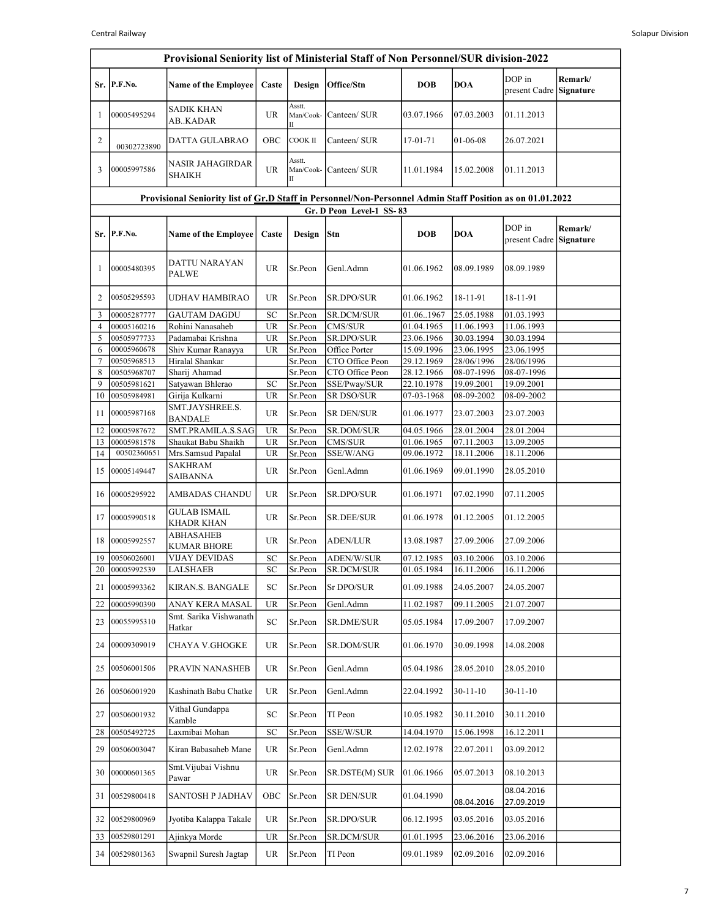## Provisional Seniority list of Ministerial Staff of Non Personnel/SUR division-2022

| Sr. | P.F.No. | Name of the Employee | Caste | Design | Office/Stn | DOB | DOA | DOP in present Cadre | Remark/ Signature |
|---|---|---|---|---|---|---|---|---|---|
| 1 | 00005495294 | SADIK KHAN AB..KADAR | UR | Asstt. Man/Cook-II | Canteen/ SUR | 03.07.1966 | 07.03.2003 | 01.11.2013 | |
| 2 | 00302723890 | DATTA GULABRAO | OBC | COOK II | Canteen/ SUR | 17-01-71 | 01-06-08 | 26.07.2021 | |
| 3 | 00005997586 | NASIR JAHAGIRDAR SHAIKH | UR | Asstt. Man/Cook-II | Canteen/ SUR | 11.01.1984 | 15.02.2008 | 01.11.2013 | |

## Provisional Seniority list of Gr.D Staff in Personnel/Non-Personnel Admin Staff Position as on 01.01.2022

### Gr. D Peon Level-1 SS- 83

| Sr. | P.F.No. | Name of the Employee | Caste | Design | Stn | DOB | DOA | DOP in present Cadre | Remark/ Signature |
|---|---|---|---|---|---|---|---|---|---|
| 1 | 00005480395 | DATTU NARAYAN PALWE | UR | Sr.Peon | Genl.Admn | 01.06.1962 | 08.09.1989 | 08.09.1989 | |
| 2 | 00505295593 | UDHAV HAMBIRAO | UR | Sr.Peon | SR.DPO/SUR | 01.06.1962 | 18-11-91 | 18-11-91 | |
| 3 | 00005287777 | GAUTAM DAGDU | SC | Sr.Peon | SR.DCM/SUR | 01.06..1967 | 25.05.1988 | 01.03.1993 | |
| 4 | 00005160216 | Rohini Nanasaheb | UR | Sr.Peon | CMS/SUR | 01.04.1965 | 11.06.1993 | 11.06.1993 | |
| 5 | 00505977733 | Padamabai Krishna | UR | Sr.Peon | SR.DPO/SUR | 23.06.1966 | 30.03.1994 | 30.03.1994 | |
| 6 | 00005960678 | Shiv Kumar Ranayya | UR | Sr.Peon | Office Porter | 15.09.1996 | 23.06.1995 | 23.06.1995 | |
| 7 | 00505968513 | Hiralal Shankar | | Sr.Peon | CTO Office Peon | 29.12.1969 | 28/06/1996 | 28/06/1996 | |
| 8 | 00505968707 | Sharij Ahamad | | Sr.Peon | CTO Office Peon | 28.12.1966 | 08-07-1996 | 08-07-1996 | |
| 9 | 00505981621 | Satyawan Bhlerao | SC | Sr.Peon | SSE/Pway/SUR | 22.10.1978 | 19.09.2001 | 19.09.2001 | |
| 10 | 00505984981 | Girija Kulkarni | UR | Sr.Peon | SR DSO/SUR | 07-03-1968 | 08-09-2002 | 08-09-2002 | |
| 11 | 00005987168 | SMT.JAYSHREE.S. BANDALE | UR | Sr.Peon | SR DEN/SUR | 01.06.1977 | 23.07.2003 | 23.07.2003 | |
| 12 | 00005987672 | SMT.PRAMILA.S.SAG | UR | Sr.Peon | SR.DOM/SUR | 04.05.1966 | 28.01.2004 | 28.01.2004 | |
| 13 | 00005981578 | Shaukat Babu Shaikh | UR | Sr.Peon | CMS/SUR | 01.06.1965 | 07.11.2003 | 13.09.2005 | |
| 14 | 00502360651 | Mrs.Samsud Papalal | UR | Sr.Peon | SSE/W/ANG | 09.06.1972 | 18.11.2006 | 18.11.2006 | |
| 15 | 00005149447 | SAKHRAM SAIBANNA | UR | Sr.Peon | Genl.Admn | 01.06.1969 | 09.01.1990 | 28.05.2010 | |
| 16 | 00005295922 | AMBADAS CHANDU | UR | Sr.Peon | SR.DPO/SUR | 01.06.1971 | 07.02.1990 | 07.11.2005 | |
| 17 | 00005990518 | GULAB ISMAIL KHADR KHAN | UR | Sr.Peon | SR.DEE/SUR | 01.06.1978 | 01.12.2005 | 01.12.2005 | |
| 18 | 00005992557 | ABHASAHEB KUMAR BHORE | UR | Sr.Peon | ADEN/LUR | 13.08.1987 | 27.09.2006 | 27.09.2006 | |
| 19 | 00506026001 | VIJAY DEVIDAS | SC | Sr.Peon | ADEN/W/SUR | 07.12.1985 | 03.10.2006 | 03.10.2006 | |
| 20 | 00005992539 | LALSHAEB | SC | Sr.Peon | SR.DCM/SUR | 01.05.1984 | 16.11.2006 | 16.11.2006 | |
| 21 | 00005993362 | KIRAN.S. BANGALE | SC | Sr.Peon | Sr DPO/SUR | 01.09.1988 | 24.05.2007 | 24.05.2007 | |
| 22 | 00005990390 | ANAY KERA MASAL | UR | Sr.Peon | Genl.Admn | 11.02.1987 | 09.11.2005 | 21.07.2007 | |
| 23 | 00055995310 | Smt. Sarika Vishwanath Hatkar | SC | Sr.Peon | SR.DME/SUR | 05.05.1984 | 17.09.2007 | 17.09.2007 | |
| 24 | 00009309019 | CHAYA V.GHOGKE | UR | Sr.Peon | SR.DOM/SUR | 01.06.1970 | 30.09.1998 | 14.08.2008 | |
| 25 | 00506001506 | PRAVIN NANASHEB | UR | Sr.Peon | Genl.Admn | 05.04.1986 | 28.05.2010 | 28.05.2010 | |
| 26 | 00506001920 | Kashinath Babu Chatke | UR | Sr.Peon | Genl.Admn | 22.04.1992 | 30-11-10 | 30-11-10 | |
| 27 | 00506001932 | Vithal Gundappa Kamble | SC | Sr.Peon | TI Peon | 10.05.1982 | 30.11.2010 | 30.11.2010 | |
| 28 | 00505492725 | Laxmibai Mohan | SC | Sr.Peon | SSE/W/SUR | 14.04.1970 | 15.06.1998 | 16.12.2011 | |
| 29 | 00506003047 | Kiran Babasaheb Mane | UR | Sr.Peon | Genl.Admn | 12.02.1978 | 22.07.2011 | 03.09.2012 | |
| 30 | 00000601365 | Smt.Vijubai Vishnu Pawar | UR | Sr.Peon | SR.DSTE(M) SUR | 01.06.1966 | 05.07.2013 | 08.10.2013 | |
| 31 | 00529800418 | SANTOSH P JADHAV | OBC | Sr.Peon | SR DEN/SUR | 01.04.1990 | 08.04.2016 | 08.04.2016 27.09.2019 | |
| 32 | 00529800969 | Jyotiba Kalappa Takale | UR | Sr.Peon | SR.DPO/SUR | 06.12.1995 | 03.05.2016 | 03.05.2016 | |
| 33 | 00529801291 | Ajinkya Morde | UR | Sr.Peon | SR.DCM/SUR | 01.01.1995 | 23.06.2016 | 23.06.2016 | |
| 34 | 00529801363 | Swapnil Suresh Jagtap | UR | Sr.Peon | TI Peon | 09.01.1989 | 02.09.2016 | 02.09.2016 | |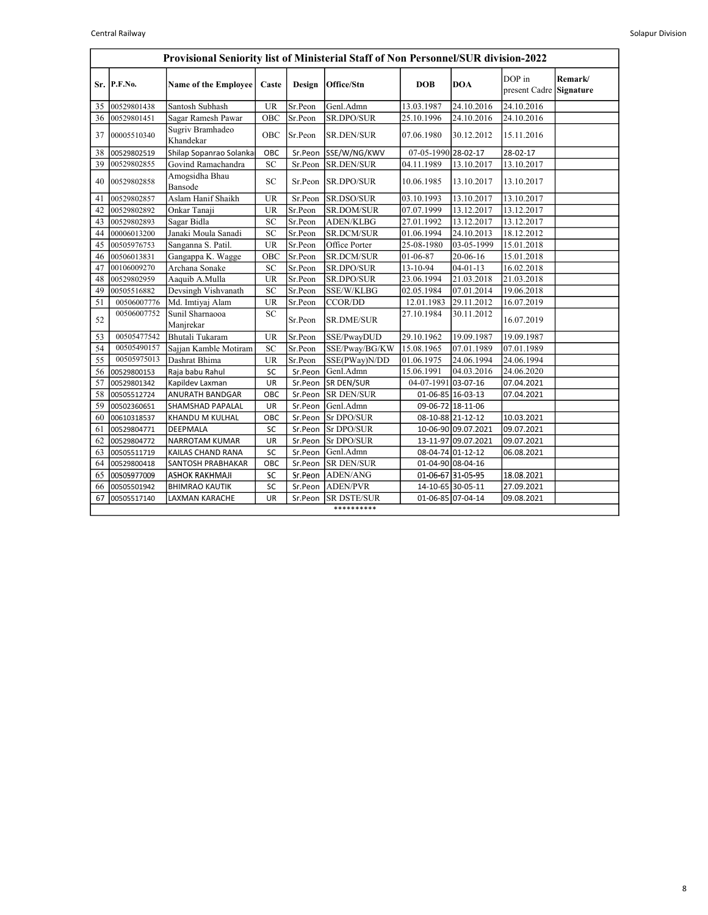| Provisional Seniority list of Ministerial Staff of Non Personnel/SUR division-2022 | | | | | | | | | |
|---|---|---|---|---|---|---|---|---|---|
| Sr. | P.F.No. | Name of the Employee | Caste | Design | Office/Stn | DOB | DOA | DOP in present Cadre | Remark/ Signature |
| 35 | 00529801438 | Santosh Subhash | UR | Sr.Peon | Genl.Admn | 13.03.1987 | 24.10.2016 | 24.10.2016 | |
| 36 | 00529801451 | Sagar Ramesh Pawar | OBC | Sr.Peon | SR.DPO/SUR | 25.10.1996 | 24.10.2016 | 24.10.2016 | |
| 37 | 00005510340 | Sugriv Bramhadeo Khandekar | OBC | Sr.Peon | SR.DEN/SUR | 07.06.1980 | 30.12.2012 | 15.11.2016 | |
| 38 | 00529802519 | Shilap Sopanrao Solanka | OBC | Sr.Peon | SSE/W/NG/KWV | 07-05-1990 | 28-02-17 | 28-02-17 | |
| 39 | 00529802855 | Govind Ramachandra | SC | Sr.Peon | SR.DEN/SUR | 04.11.1989 | 13.10.2017 | 13.10.2017 | |
| 40 | 00529802858 | Amogsidha Bhau Bansode | SC | Sr.Peon | SR.DPO/SUR | 10.06.1985 | 13.10.2017 | 13.10.2017 | |
| 41 | 00529802857 | Aslam Hanif Shaikh | UR | Sr.Peon | SR.DSO/SUR | 03.10.1993 | 13.10.2017 | 13.10.2017 | |
| 42 | 00529802892 | Onkar Tanaji | UR | Sr.Peon | SR.DOM/SUR | 07.07.1999 | 13.12.2017 | 13.12.2017 | |
| 43 | 00529802893 | Sagar Bidla | SC | Sr.Peon | ADEN/KLBG | 27.01.1992 | 13.12.2017 | 13.12.2017 | |
| 44 | 00006013200 | Janaki Moula Sanadi | SC | Sr.Peon | SR.DCM/SUR | 01.06.1994 | 24.10.2013 | 18.12.2012 | |
| 45 | 00505976753 | Sanganna S. Patil. | UR | Sr.Peon | Office Porter | 25-08-1980 | 03-05-1999 | 15.01.2018 | |
| 46 | 00506013831 | Gangappa K. Wagge | OBC | Sr.Peon | SR.DCM/SUR | 01-06-87 | 20-06-16 | 15.01.2018 | |
| 47 | 00106009270 | Archana Sonake | SC | Sr.Peon | SR.DPO/SUR | 13-10-94 | 04-01-13 | 16.02.2018 | |
| 48 | 00529802959 | Aaquib A.Mulla | UR | Sr.Peon | SR.DPO/SUR | 23.06.1994 | 21.03.2018 | 21.03.2018 | |
| 49 | 00505516882 | Devsingh Vishvanath | SC | Sr.Peon | SSE/W/KLBG | 02.05.1984 | 07.01.2014 | 19.06.2018 | |
| 51 | 00506007776 | Md. Imtiyaj Alam | UR | Sr.Peon | CCOR/DD | 12.01.1983 | 29.11.2012 | 16.07.2019 | |
| 52 | 00506007752 | Sunil Sharnaooa Manjrekar | SC | Sr.Peon | SR.DME/SUR | 27.10.1984 | 30.11.2012 | 16.07.2019 | |
| 53 | 00505477542 | Bhutali Tukaram | UR | Sr.Peon | SSE/PwayDUD | 29.10.1962 | 19.09.1987 | 19.09.1987 | |
| 54 | 00505490157 | Sajjan Kamble Motiram | SC | Sr.Peon | SSE/Pway/BG/KW | 15.08.1965 | 07.01.1989 | 07.01.1989 | |
| 55 | 00505975013 | Dashrat Bhima | UR | Sr.Peon | SSE(PWay)N/DD | 01.06.1975 | 24.06.1994 | 24.06.1994 | |
| 56 | 00529800153 | Raja babu Rahul | SC | Sr.Peon | Genl.Admn | 15.06.1991 | 04.03.2016 | 24.06.2020 | |
| 57 | 00529801342 | Kapildev Laxman | UR | Sr.Peon | SR DEN/SUR | 04-07-1991 | 03-07-16 | 07.04.2021 | |
| 58 | 00505512724 | ANURATH BANDGAR | OBC | Sr.Peon | SR DEN/SUR | 01-06-85 | 16-03-13 | 07.04.2021 | |
| 59 | 00502360651 | SHAMSHAD PAPALAL | UR | Sr.Peon | Genl.Admn | 09-06-72 | 18-11-06 | | |
| 60 | 00610318537 | KHANDU M KULHAL | OBC | Sr.Peon | Sr DPO/SUR | 08-10-88 | 21-12-12 | 10.03.2021 | |
| 61 | 00529804771 | DEEPMALA | SC | Sr.Peon | Sr DPO/SUR | 10-06-90 | 09.07.2021 | 09.07.2021 | |
| 62 | 00529804772 | NARROTAM KUMAR | UR | Sr.Peon | Sr DPO/SUR | 13-11-97 | 09.07.2021 | 09.07.2021 | |
| 63 | 00505511719 | KAILAS CHAND RANA | SC | Sr.Peon | Genl.Admn | 08-04-74 | 01-12-12 | 06.08.2021 | |
| 64 | 00529800418 | SANTOSH PRABHAKAR | OBC | Sr.Peon | SR DEN/SUR | 01-04-90 | 08-04-16 | | |
| 65 | 00505977009 | ASHOK RAKHMAJI | SC | Sr.Peon | ADEN/ANG | 01-06-67 | 31-05-95 | 18.08.2021 | |
| 66 | 00505501942 | BHIMRAO KAUTIK | SC | Sr.Peon | ADEN/PVR | 14-10-65 | 30-05-11 | 27.09.2021 | |
| 67 | 00505517140 | LAXMAN KARACHE | UR | Sr.Peon | SR DSTE/SUR | 01-06-85 | 07-04-14 | 09.08.2021 | |

**********